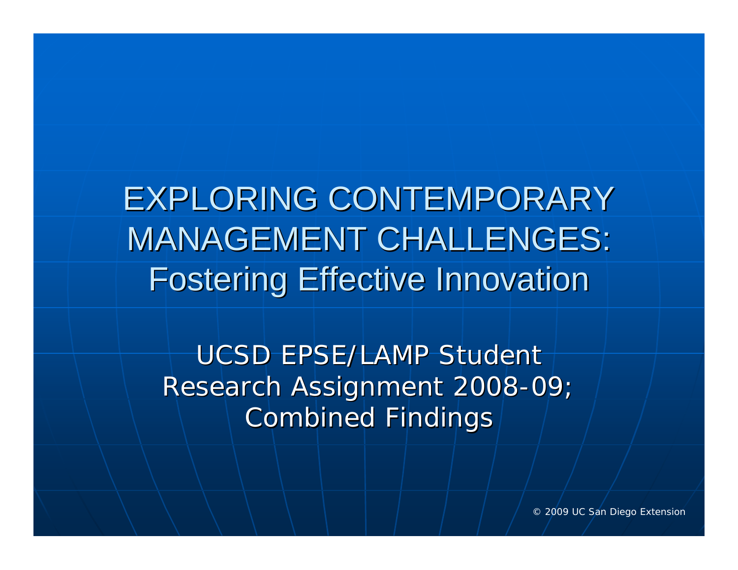# EXPLORING CONTEMPORARY MANAGEMENT CHALLENGES: Fostering Effective Innovation

UCSD EPSE/LAMP Student Research Assignment 2008-09; Combined Findings

© 2009 UC San Diego Extension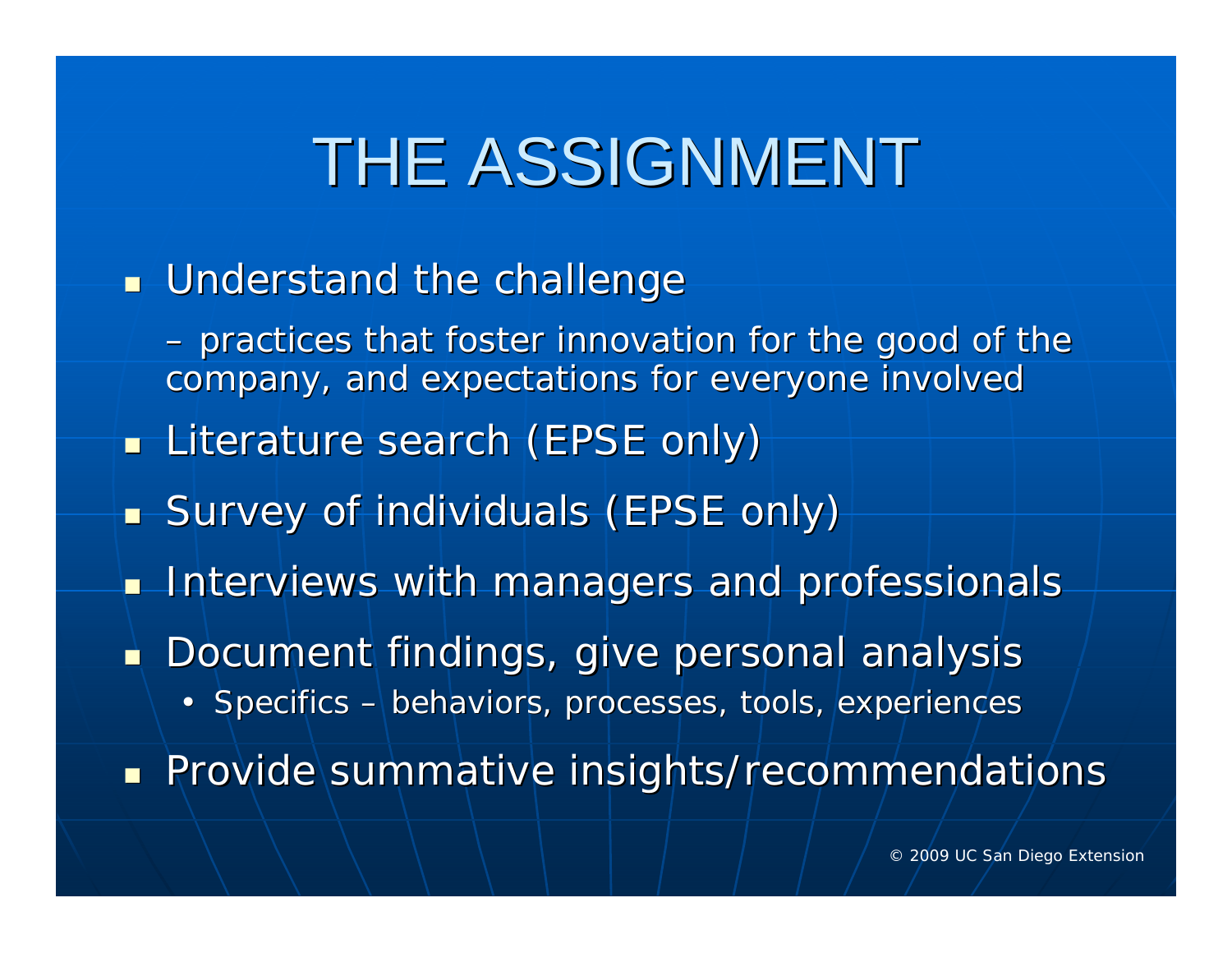# THE ASSIGNMENT

- Understand the challenge
  - practices that foster innovation for the good of the company, and expectations for everyone involved
- Literature search (EPSE only)
- Survey of individuals (EPSE only)
- Interviews with managers and professionals
- Document findings, give personal analysis
  - Specifics – behaviors, processes, tools, experiences
- Provide summative insights/recommendations

© 2009 UC San Diego Extension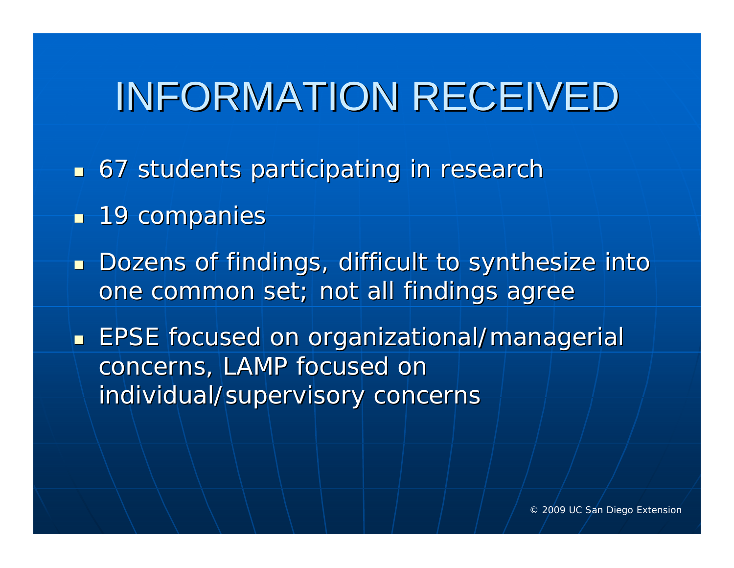# INFORMATION RECEIVED

- 67 students participating in research
- 19 companies
- Dozens of findings, difficult to synthesize into one common set; not all findings agree
- EPSE focused on organizational/managerial concerns, LAMP focused on individual/supervisory concerns

© 2009 UC San Diego Extension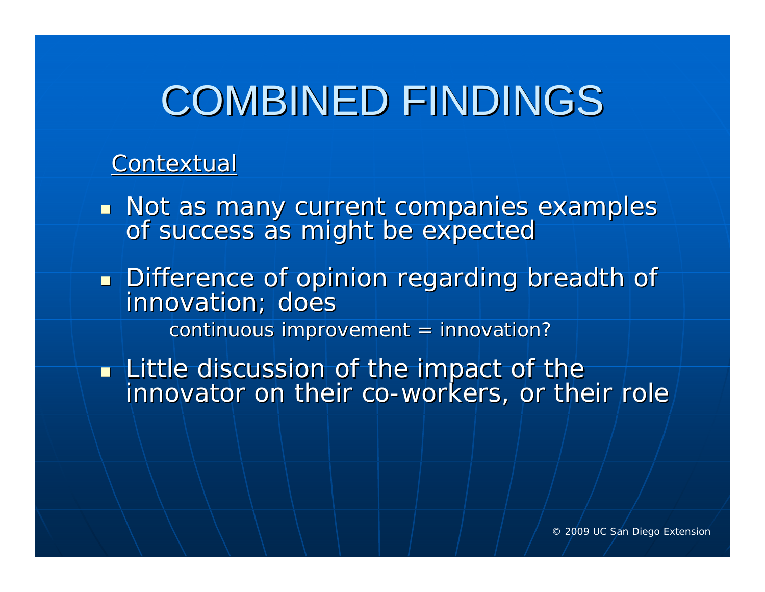# COMBINED FINDINGS

Contextual

- Not as many current companies examples of success as might be expected
- Difference of opinion regarding breadth of innovation; does

  continuous improvement = innovation?

- Little discussion of the impact of the innovator on their co-workers, or their role

© 2009 UC San Diego Extension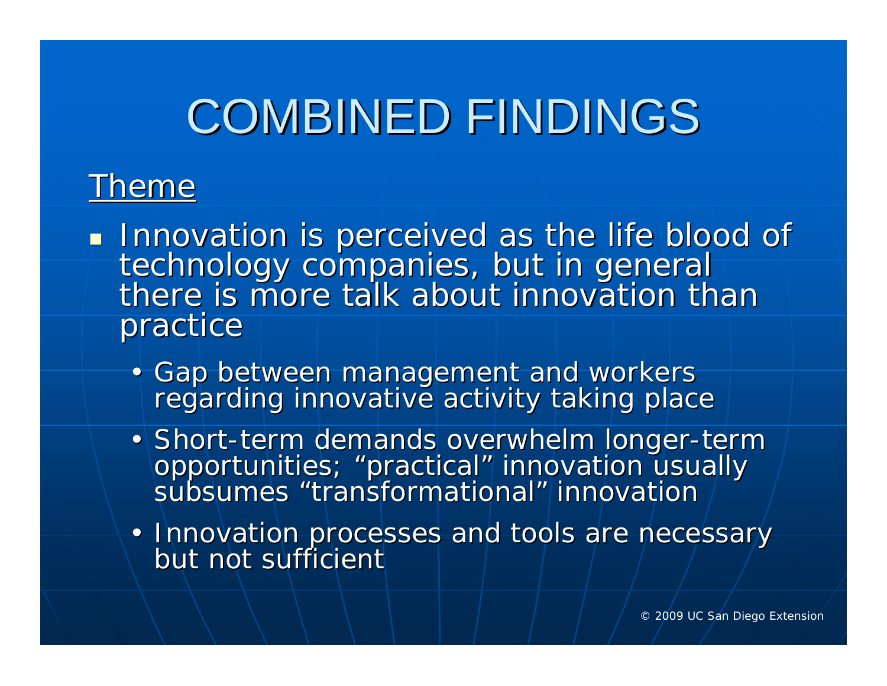# COMBINED FINDINGS

Theme

- Innovation is perceived as the life blood of technology companies, but in general there is more talk about innovation than practice
  - Gap between management and workers regarding innovative activity taking place
  - Short-term demands overwhelm longer-term opportunities; "practical" innovation usually subsumes "transformational" innovation
  - Innovation processes and tools are necessary but not sufficient

© 2009 UC San Diego Extension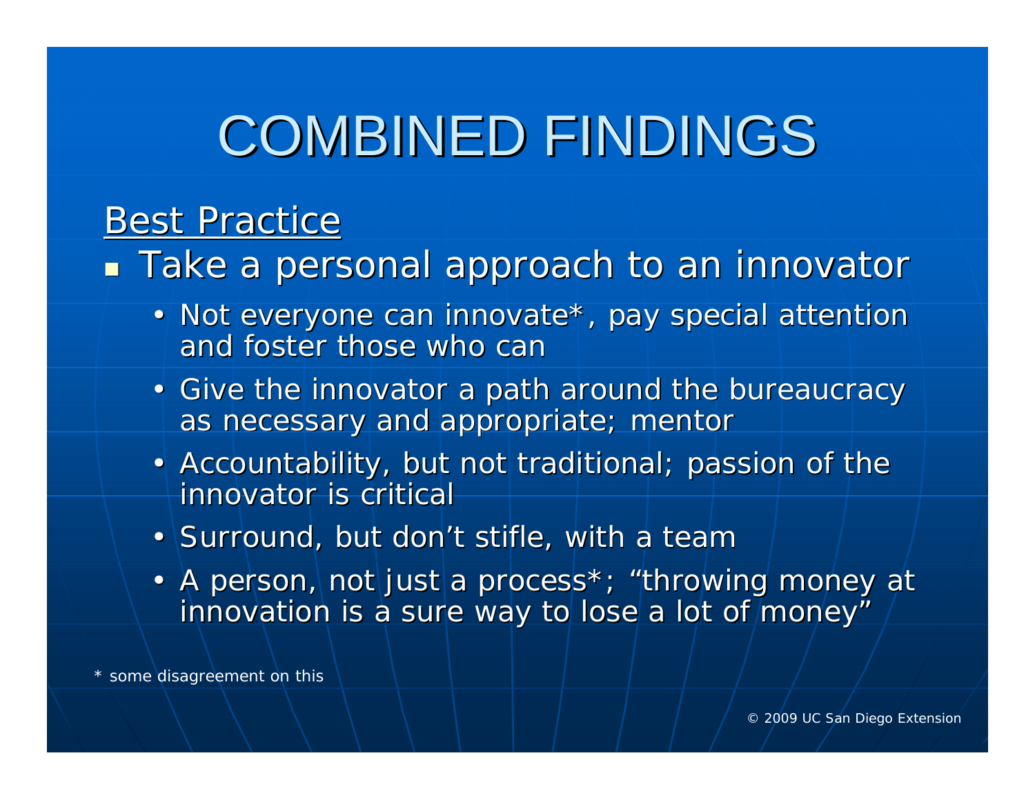# COMBINED FINDINGS

<u>Best Practice</u>

- Take a personal approach to an innovator
  - Not everyone can innovate*, pay special attention and foster those who can
  - Give the innovator a path around the bureaucracy as necessary and appropriate; mentor
  - Accountability, but not traditional; passion of the innovator is critical
  - Surround, but don't stifle, with a team
  - A person, not just a process*; "throwing money at innovation is a sure way to lose a lot of money"

* some disagreement on this

© 2009 UC San Diego Extension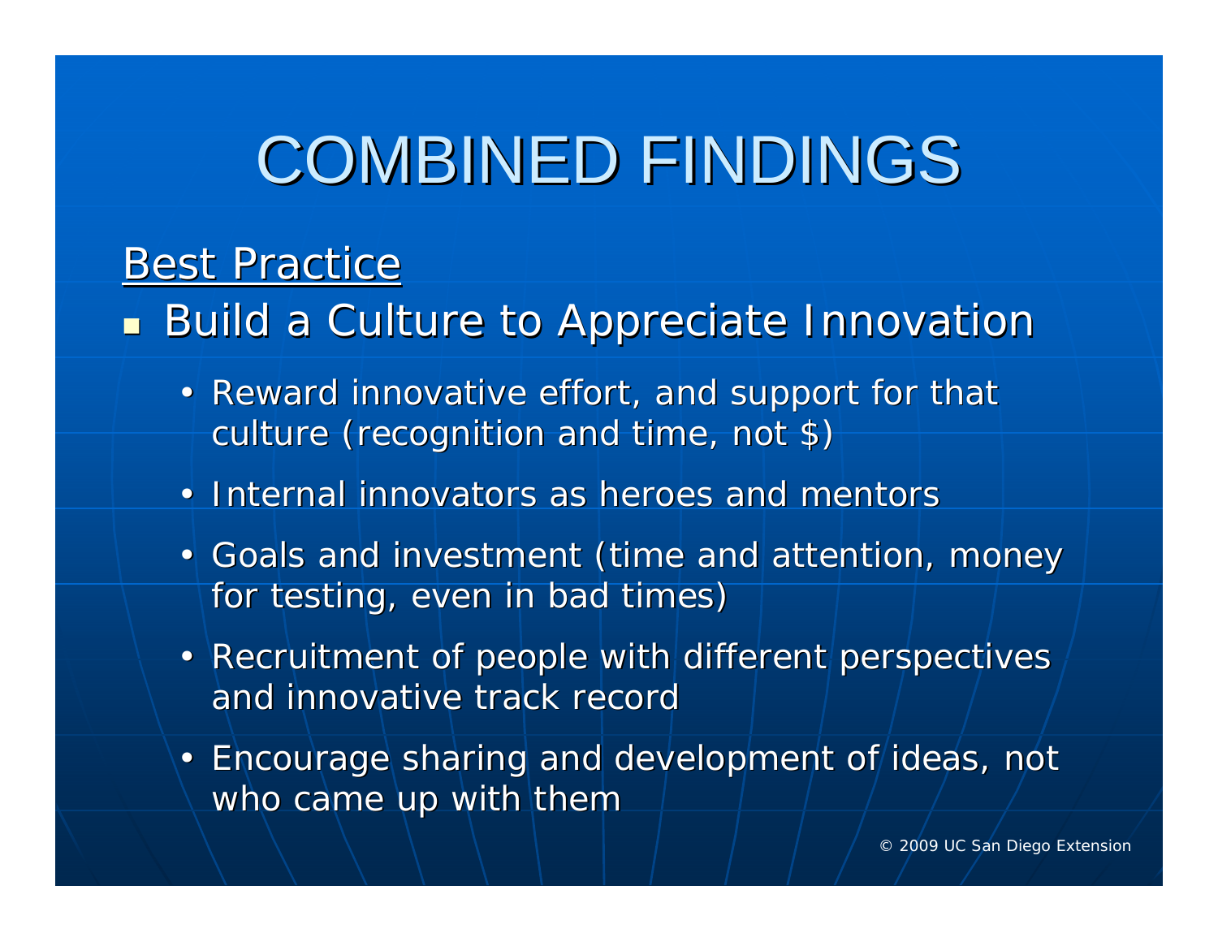# COMBINED FINDINGS

## Best Practice

- Build a Culture to Appreciate Innovation
  - Reward innovative effort, and support for that culture (recognition and time, not $)
  - Internal innovators as heroes and mentors
  - Goals and investment (time and attention, money for testing, even in bad times)
  - Recruitment of people with different perspectives and innovative track record
  - Encourage sharing and development of ideas, not who came up with them

© 2009 UC San Diego Extension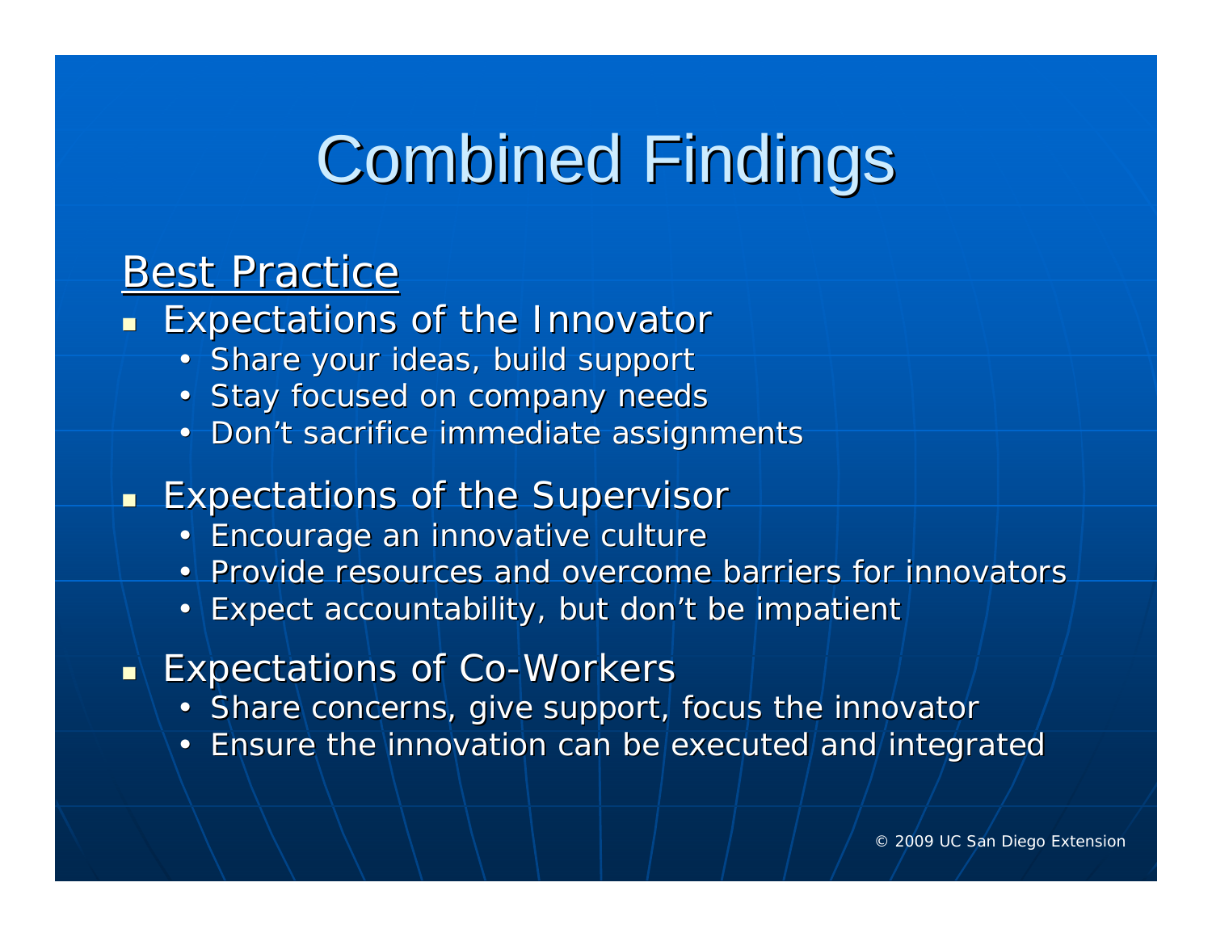# Combined Findings

## Best Practice

- Expectations of the Innovator
  - Share your ideas, build support
  - Stay focused on company needs
  - Don't sacrifice immediate assignments
- Expectations of the Supervisor
  - Encourage an innovative culture
  - Provide resources and overcome barriers for innovators
  - Expect accountability, but don't be impatient
- Expectations of Co-Workers
  - Share concerns, give support, focus the innovator
  - Ensure the innovation can be executed and integrated

© 2009 UC San Diego Extension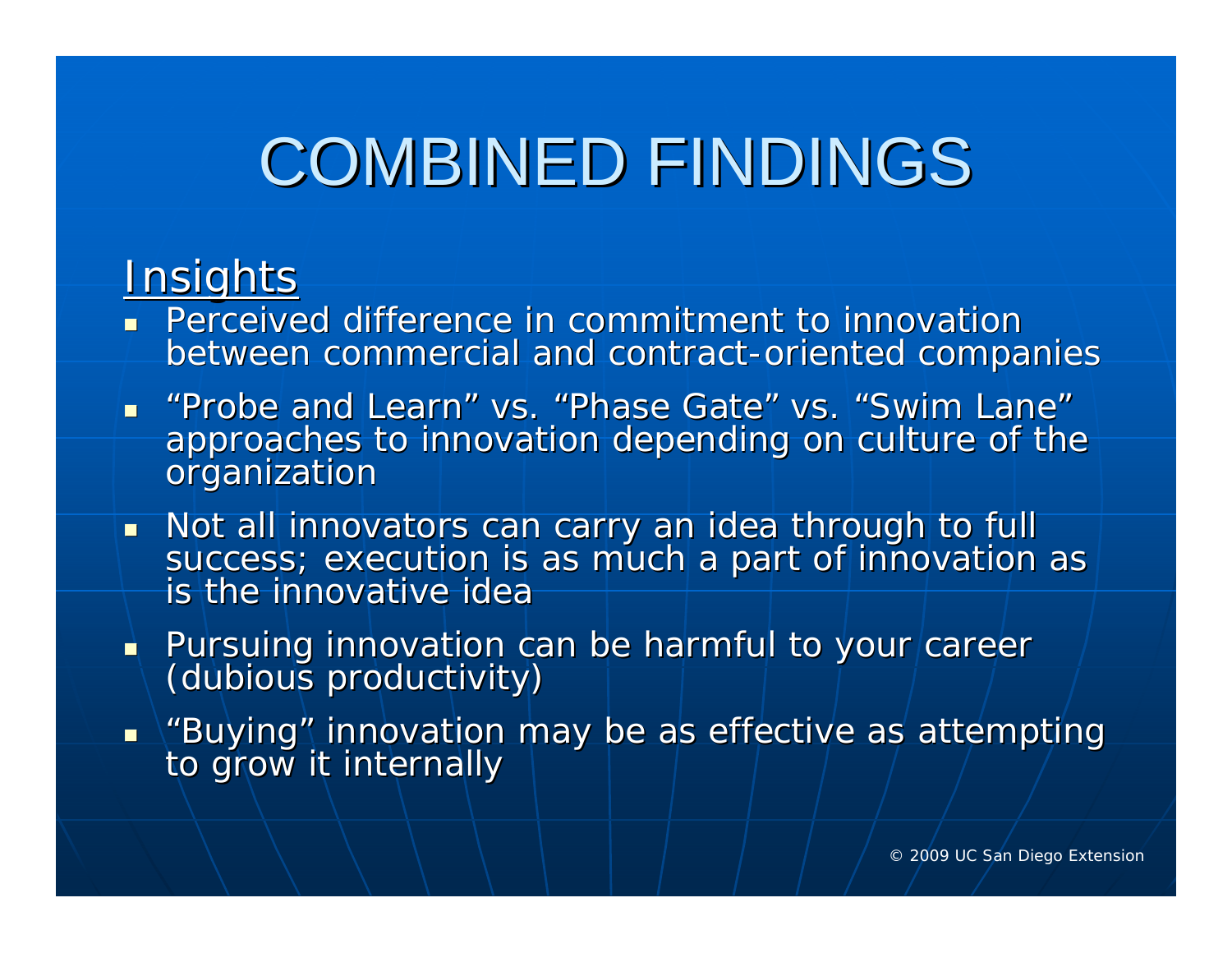# COMBINED FINDINGS

## Insights

- Perceived difference in commitment to innovation between commercial and contract-oriented companies
- "Probe and Learn" vs. "Phase Gate" vs. "Swim Lane" approaches to innovation depending on culture of the organization
- Not all innovators can carry an idea through to full success; execution is as much a part of innovation as is the innovative idea
- Pursuing innovation can be harmful to your career (dubious productivity)
- "Buying" innovation may be as effective as attempting to grow it internally

© 2009 UC San Diego Extension